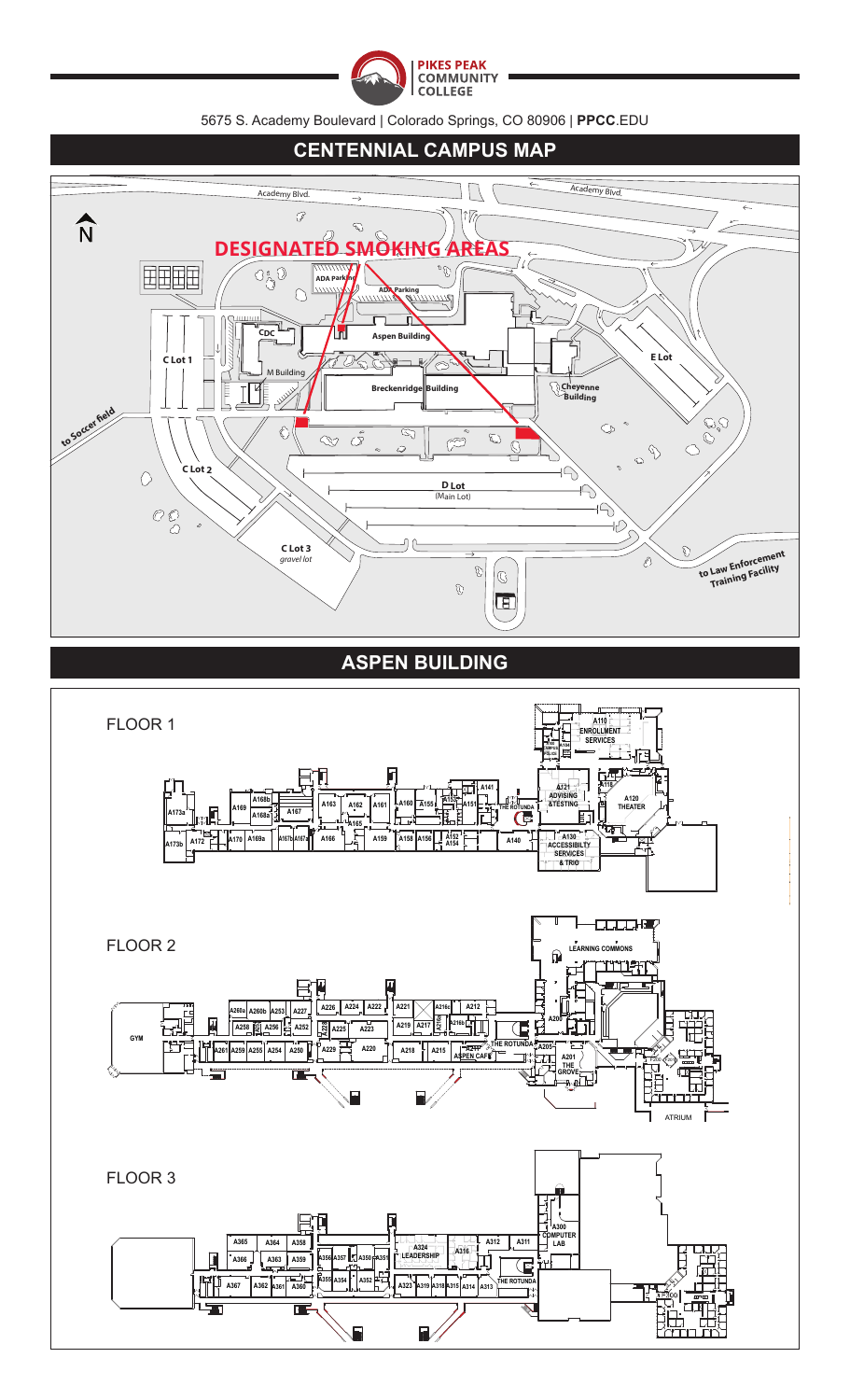PIKES PEAK COMMUNITY COLLEGE

5675 S. Academy Boulevard | Colorado Springs, CO 80906 | **PPCC**.EDU

## CENTENNIAL CAMPUS MAP

N

Academy Blvd.

**DESIGNATED SMOKING AREAS**

ADA Parking

ADA Parking

CDC

Aspen Building

C Lot 1

M Building

Breckenridge Building

Cheyenne Building

E Lot

to Soccer field

C Lot 2

D Lot
(Main Lot)

C Lot 3
*gravel lot*

to Law Enforcement Training Facility

## ASPEN BUILDING

### FLOOR 1

A110 ENROLLMENT SERVICES

A121 ADVISING & TESTING

A120 THEATER

A130 ACCESSIBILITY SERVICES & TRIO

THE ROTUNDA

A173a, A173b, A172, A169, A168b, A168a, A167, A170, A169a, A167b, A167a, A166, A163, A162, A161, A165, A159, A160, A155, A158, A156, A153, A152, A154, A151, A141, A140, A116

### FLOOR 2

LEARNING COMMONS

GYM

A260a, A260b, A253, A227, A226, A224, A222, A221, A216c, A212, A258, A256, A252, A225, A223, A219, A217, A216b, A216a, A200, A261, A259, A255, A254, A250, A229, A220, A218, A215

A214 ASPEN CAFÉ

THE ROTUNDA

A205

A201 THE GROVE

ATRIUM

### FLOOR 3

A300 COMPUTER LAB

A365, A364, A358, A366, A363, A359, A356, A357, A350, A351, A355, A354, A352, A367, A362, A361, A360

A324 LEADERSHIP

A316, A312, A311, A323, A319, A318, A315, A314, A313

THE ROTUNDA

A300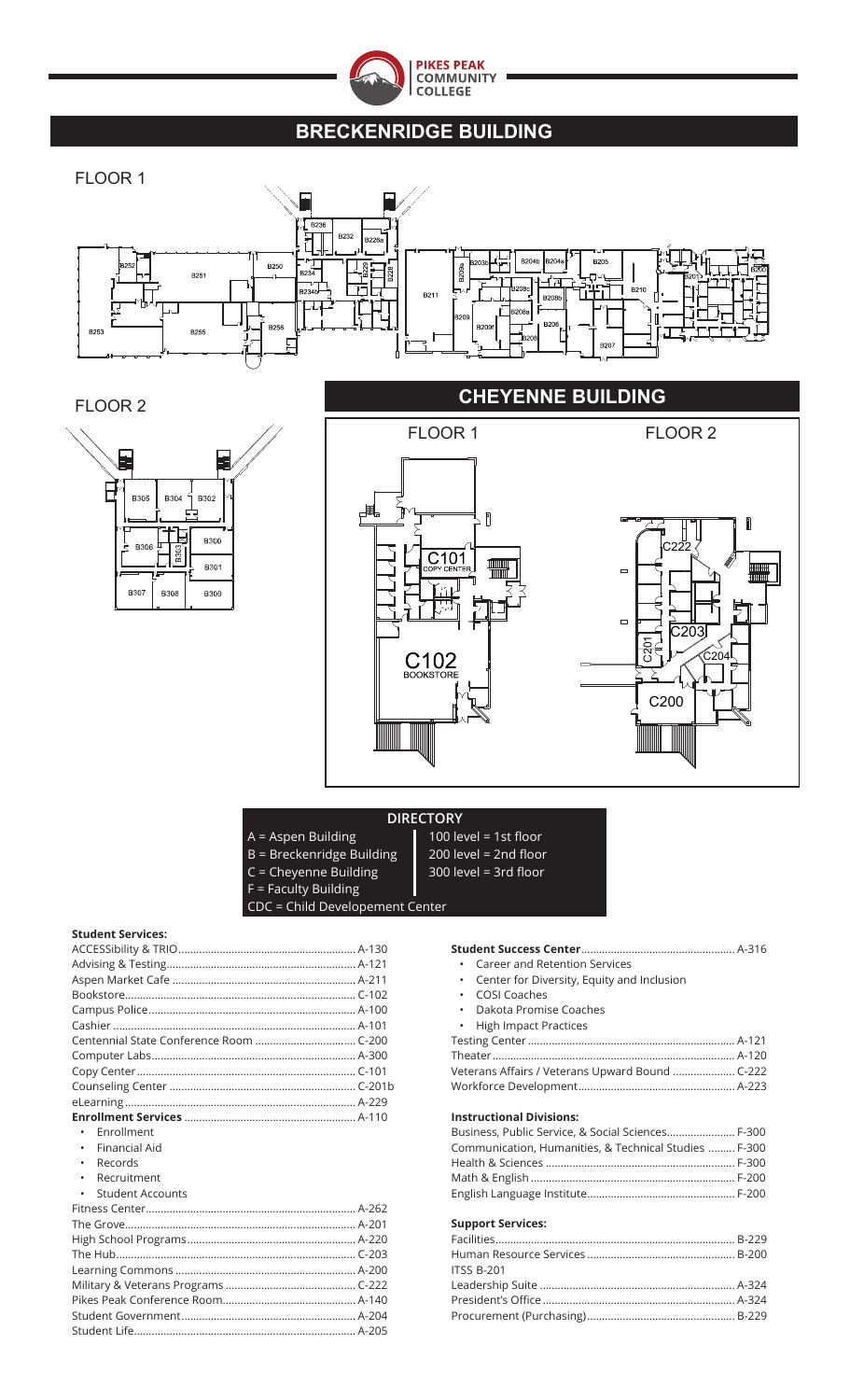PIKES PEAK COMMUNITY COLLEGE

## BRECKENRIDGE BUILDING

FLOOR 1

B236 B232 B226a B252 B251 B250 B234 B234b B229 B228 B253 B255 B256 B211 B209a B203b B204b B204a B205 B208c B208b B208a B209 B209f B208 B206 B210 B207 B201 B200

FLOOR 2

B305 B304 B302 B306 B303 B300 B301 B307 B308 B309

## CHEYENNE BUILDING

FLOOR 1

C101 COPY CENTER

C102 BOOKSTORE

FLOOR 2

C222 C203 C201 C204 C200

### DIRECTORY

| | |
|---|---|
| A = Aspen Building | 100 level = 1st floor |
| B = Breckenridge Building | 200 level = 2nd floor |
| C = Cheyenne Building | 300 level = 3rd floor |
| F = Faculty Building | |
| CDC = Child Developement Center | |

**Student Services:**

ACCESSibility & TRIO .......... A-130
Advising & Testing .......... A-121
Aspen Market Cafe .......... A-211
Bookstore .......... C-102
Campus Police .......... A-100
Cashier .......... A-101
Centennial State Conference Room .......... C-200
Computer Labs .......... A-300
Copy Center .......... C-101
Counseling Center .......... C-201b
eLearning .......... A-229
**Enrollment Services** .......... A-110

- Enrollment
- Financial Aid
- Records
- Recruitment
- Student Accounts

Fitness Center .......... A-262
The Grove .......... A-201
High School Programs .......... A-220
The Hub .......... C-203
Learning Commons .......... A-200
Military & Veterans Programs .......... C-222
Pikes Peak Conference Room .......... A-140
Student Government .......... A-204
Student Life .......... A-205

**Student Success Center** .......... A-316

- Career and Retention Services
- Center for Diversity, Equity and Inclusion
- COSI Coaches
- Dakota Promise Coaches
- High Impact Practices

Testing Center .......... A-121
Theater .......... A-120
Veterans Affairs / Veterans Upward Bound .......... C-222
Workforce Development .......... A-223

**Instructional Divisions:**

Business, Public Service, & Social Sciences .......... F-300
Communication, Humanities, & Technical Studies .......... F-300
Health & Sciences .......... F-300
Math & English .......... F-200
English Language Institute .......... F-200

**Support Services:**

Facilities .......... B-229
Human Resource Services .......... B-200
ITSS B-201
Leadership Suite .......... A-324
President's Office .......... A-324
Procurement (Purchasing) .......... B-229